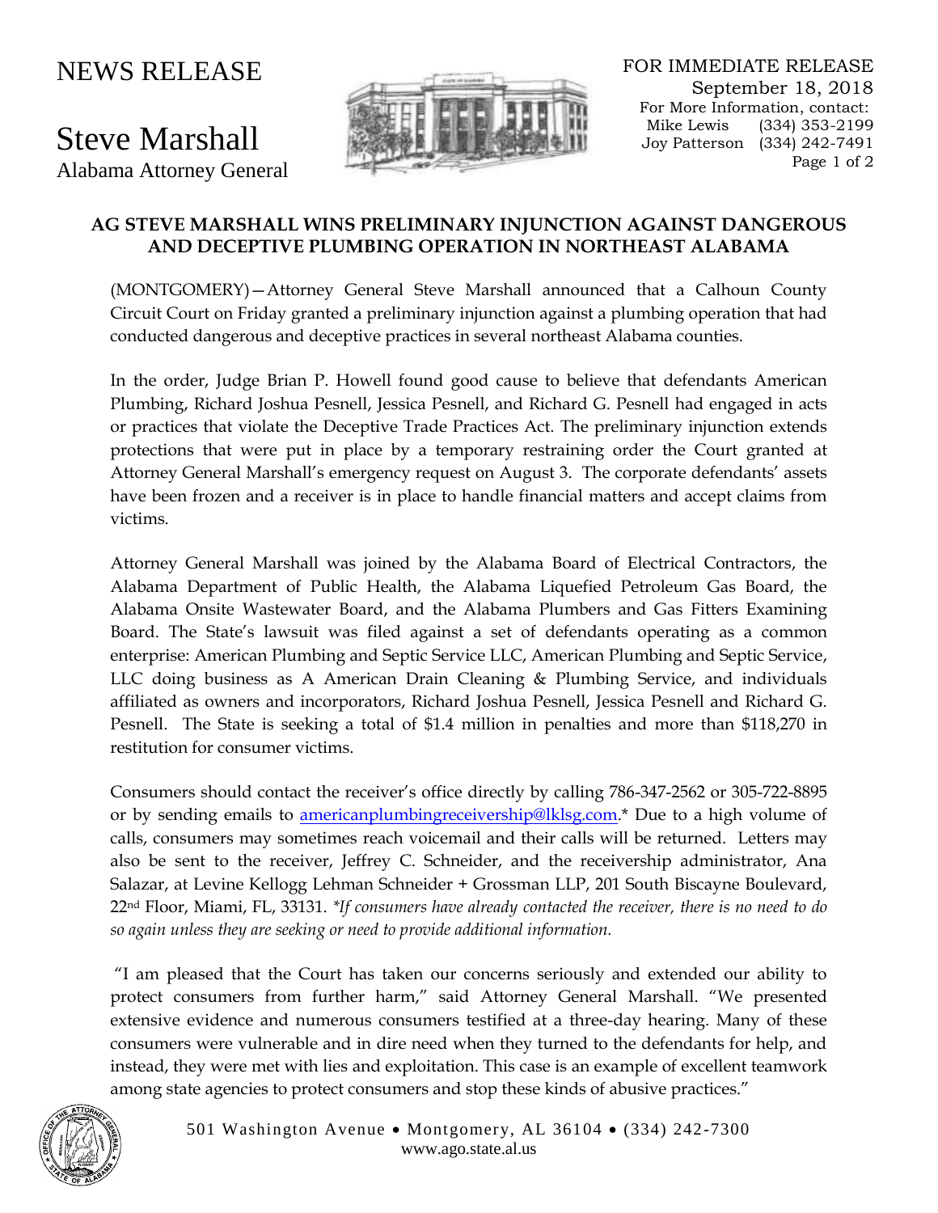NEWS RELEASE

# Steve Marshall

Alabama Attorney General

FOR IMMEDIATE RELEASE
September 18, 2018
For More Information, contact:
Mike Lewis (334) 353-2199
Joy Patterson (334) 242-7491

## AG STEVE MARSHALL WINS PRELIMINARY INJUNCTION AGAINST DANGEROUS AND DECEPTIVE PLUMBING OPERATION IN NORTHEAST ALABAMA

(MONTGOMERY)—Attorney General Steve Marshall announced that a Calhoun County Circuit Court on Friday granted a preliminary injunction against a plumbing operation that had conducted dangerous and deceptive practices in several northeast Alabama counties.

In the order, Judge Brian P. Howell found good cause to believe that defendants American Plumbing, Richard Joshua Pesnell, Jessica Pesnell, and Richard G. Pesnell had engaged in acts or practices that violate the Deceptive Trade Practices Act. The preliminary injunction extends protections that were put in place by a temporary restraining order the Court granted at Attorney General Marshall's emergency request on August 3. The corporate defendants' assets have been frozen and a receiver is in place to handle financial matters and accept claims from victims.

Attorney General Marshall was joined by the Alabama Board of Electrical Contractors, the Alabama Department of Public Health, the Alabama Liquefied Petroleum Gas Board, the Alabama Onsite Wastewater Board, and the Alabama Plumbers and Gas Fitters Examining Board. The State's lawsuit was filed against a set of defendants operating as a common enterprise: American Plumbing and Septic Service LLC, American Plumbing and Septic Service, LLC doing business as A American Drain Cleaning & Plumbing Service, and individuals affiliated as owners and incorporators, Richard Joshua Pesnell, Jessica Pesnell and Richard G. Pesnell. The State is seeking a total of $1.4 million in penalties and more than $118,270 in restitution for consumer victims.

Consumers should contact the receiver's office directly by calling 786-347-2562 or 305-722-8895 or by sending emails to americanplumbingreceivership@lklsg.com.* Due to a high volume of calls, consumers may sometimes reach voicemail and their calls will be returned. Letters may also be sent to the receiver, Jeffrey C. Schneider, and the receivership administrator, Ana Salazar, at Levine Kellogg Lehman Schneider + Grossman LLP, 201 South Biscayne Boulevard, 22nd Floor, Miami, FL, 33131. *\*If consumers have already contacted the receiver, there is no need to do so again unless they are seeking or need to provide additional information.*

"I am pleased that the Court has taken our concerns seriously and extended our ability to protect consumers from further harm," said Attorney General Marshall. "We presented extensive evidence and numerous consumers testified at a three-day hearing. Many of these consumers were vulnerable and in dire need when they turned to the defendants for help, and instead, they were met with lies and exploitation. This case is an example of excellent teamwork among state agencies to protect consumers and stop these kinds of abusive practices."

501 Washington Avenue • Montgomery, AL 36104 • (334) 242-7300
www.ago.state.al.us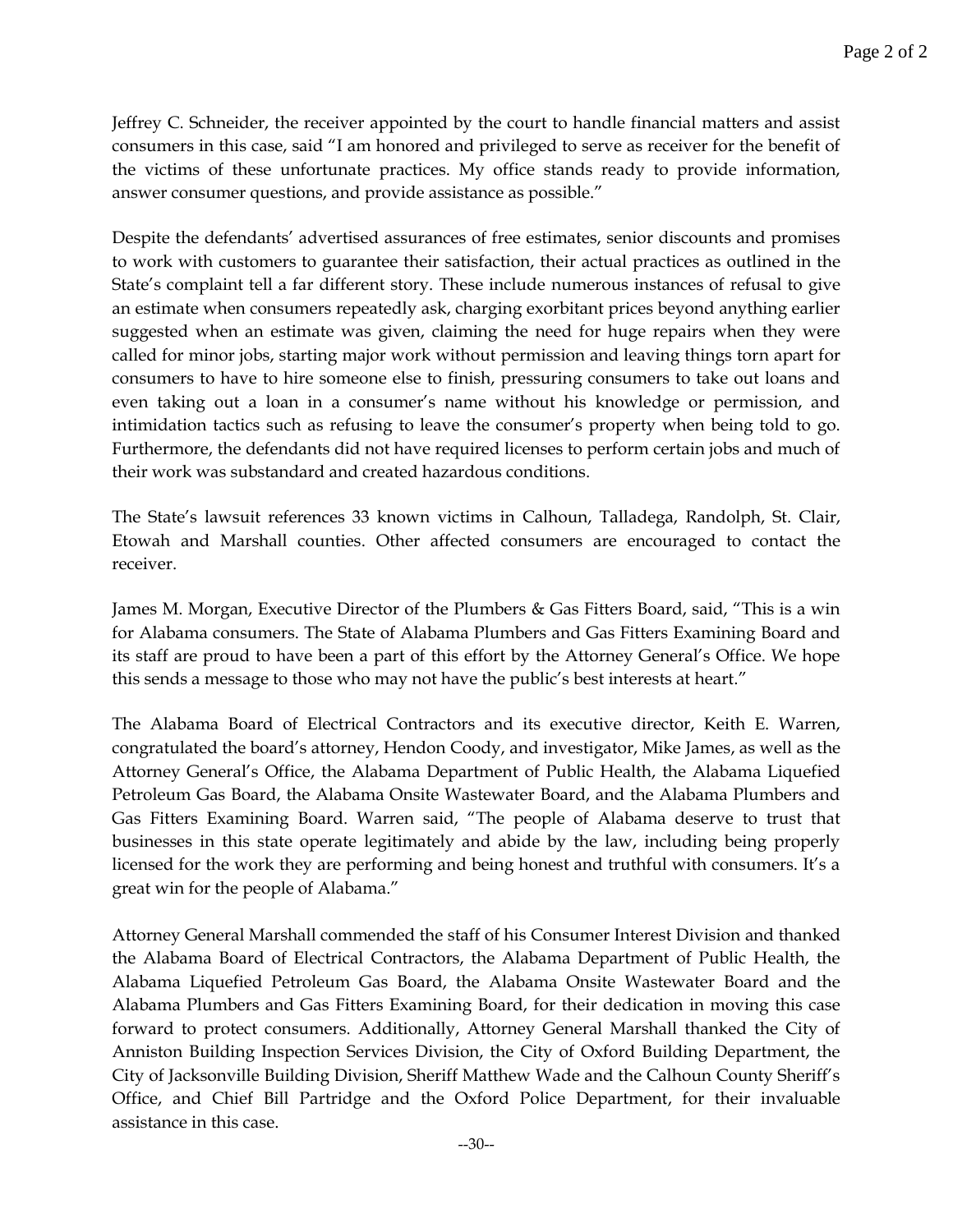Jeffrey C. Schneider, the receiver appointed by the court to handle financial matters and assist consumers in this case, said "I am honored and privileged to serve as receiver for the benefit of the victims of these unfortunate practices. My office stands ready to provide information, answer consumer questions, and provide assistance as possible."

Despite the defendants' advertised assurances of free estimates, senior discounts and promises to work with customers to guarantee their satisfaction, their actual practices as outlined in the State's complaint tell a far different story. These include numerous instances of refusal to give an estimate when consumers repeatedly ask, charging exorbitant prices beyond anything earlier suggested when an estimate was given, claiming the need for huge repairs when they were called for minor jobs, starting major work without permission and leaving things torn apart for consumers to have to hire someone else to finish, pressuring consumers to take out loans and even taking out a loan in a consumer's name without his knowledge or permission, and intimidation tactics such as refusing to leave the consumer's property when being told to go. Furthermore, the defendants did not have required licenses to perform certain jobs and much of their work was substandard and created hazardous conditions.

The State's lawsuit references 33 known victims in Calhoun, Talladega, Randolph, St. Clair, Etowah and Marshall counties. Other affected consumers are encouraged to contact the receiver.

James M. Morgan, Executive Director of the Plumbers & Gas Fitters Board, said, "This is a win for Alabama consumers. The State of Alabama Plumbers and Gas Fitters Examining Board and its staff are proud to have been a part of this effort by the Attorney General's Office. We hope this sends a message to those who may not have the public's best interests at heart."

The Alabama Board of Electrical Contractors and its executive director, Keith E. Warren, congratulated the board's attorney, Hendon Coody, and investigator, Mike James, as well as the Attorney General's Office, the Alabama Department of Public Health, the Alabama Liquefied Petroleum Gas Board, the Alabama Onsite Wastewater Board, and the Alabama Plumbers and Gas Fitters Examining Board. Warren said, "The people of Alabama deserve to trust that businesses in this state operate legitimately and abide by the law, including being properly licensed for the work they are performing and being honest and truthful with consumers. It's a great win for the people of Alabama."

Attorney General Marshall commended the staff of his Consumer Interest Division and thanked the Alabama Board of Electrical Contractors, the Alabama Department of Public Health, the Alabama Liquefied Petroleum Gas Board, the Alabama Onsite Wastewater Board and the Alabama Plumbers and Gas Fitters Examining Board, for their dedication in moving this case forward to protect consumers. Additionally, Attorney General Marshall thanked the City of Anniston Building Inspection Services Division, the City of Oxford Building Department, the City of Jacksonville Building Division, Sheriff Matthew Wade and the Calhoun County Sheriff's Office, and Chief Bill Partridge and the Oxford Police Department, for their invaluable assistance in this case.

--30--